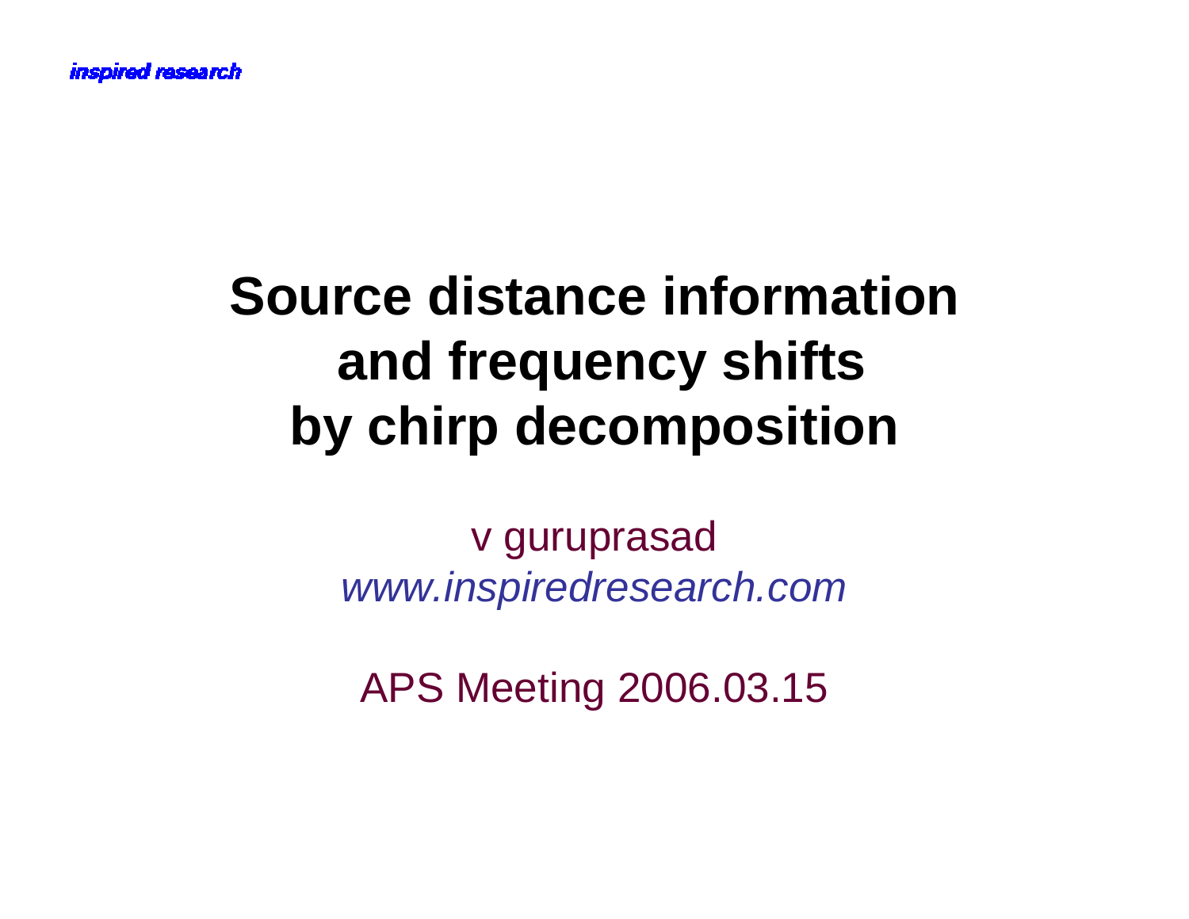*inspired research*

# Source distance information and frequency shifts by chirp decomposition

v guruprasad

*www.inspiredresearch.com*

APS Meeting 2006.03.15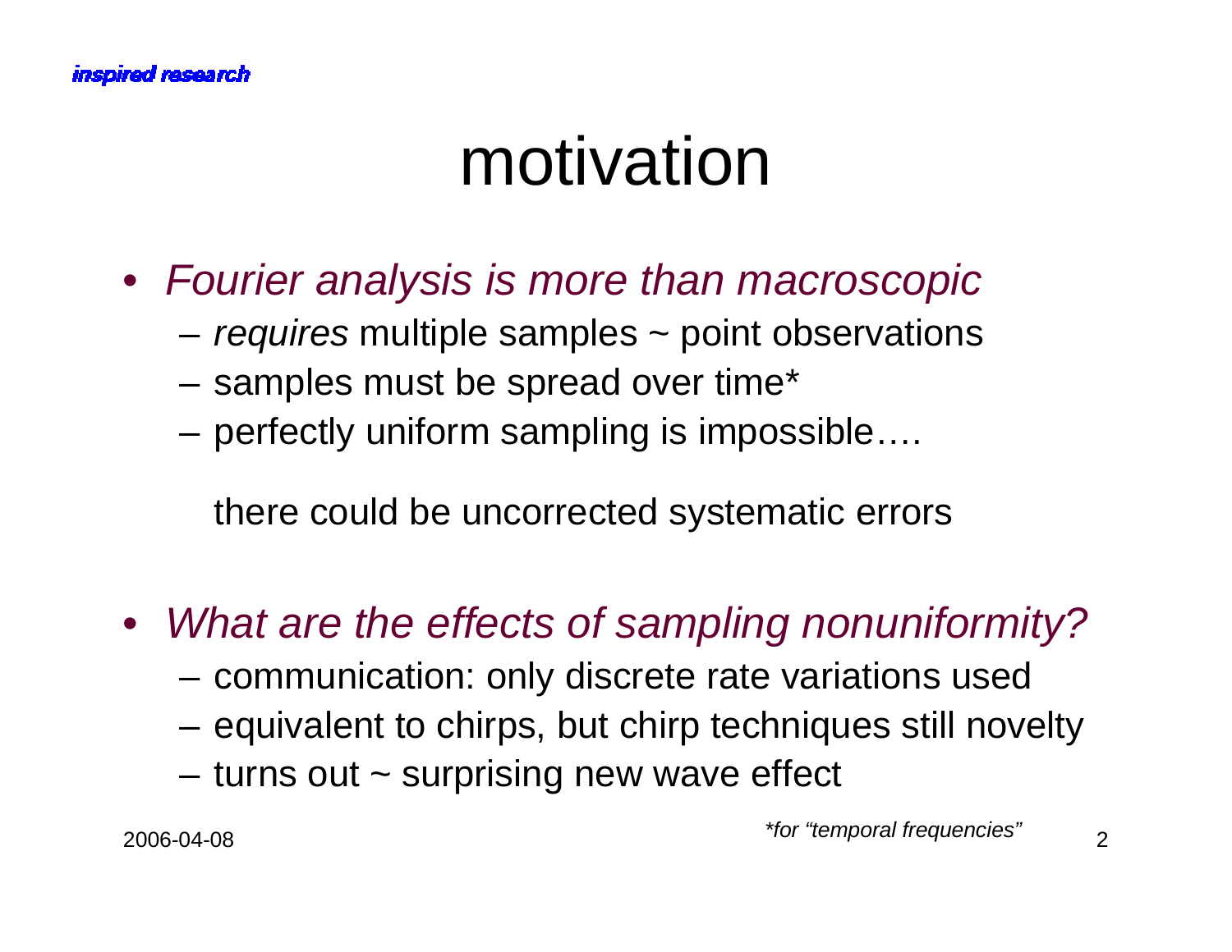# motivation

- *Fourier analysis is more than macroscopic*
  - *requires* multiple samples ~ point observations
  - samples must be spread over time*
  - perfectly uniform sampling is impossible….

    there could be uncorrected systematic errors

- *What are the effects of sampling nonuniformity?*
  - communication: only discrete rate variations used
  - equivalent to chirps, but chirp techniques still novelty
  - turns out ~ surprising new wave effect

*\*for "temporal frequencies"*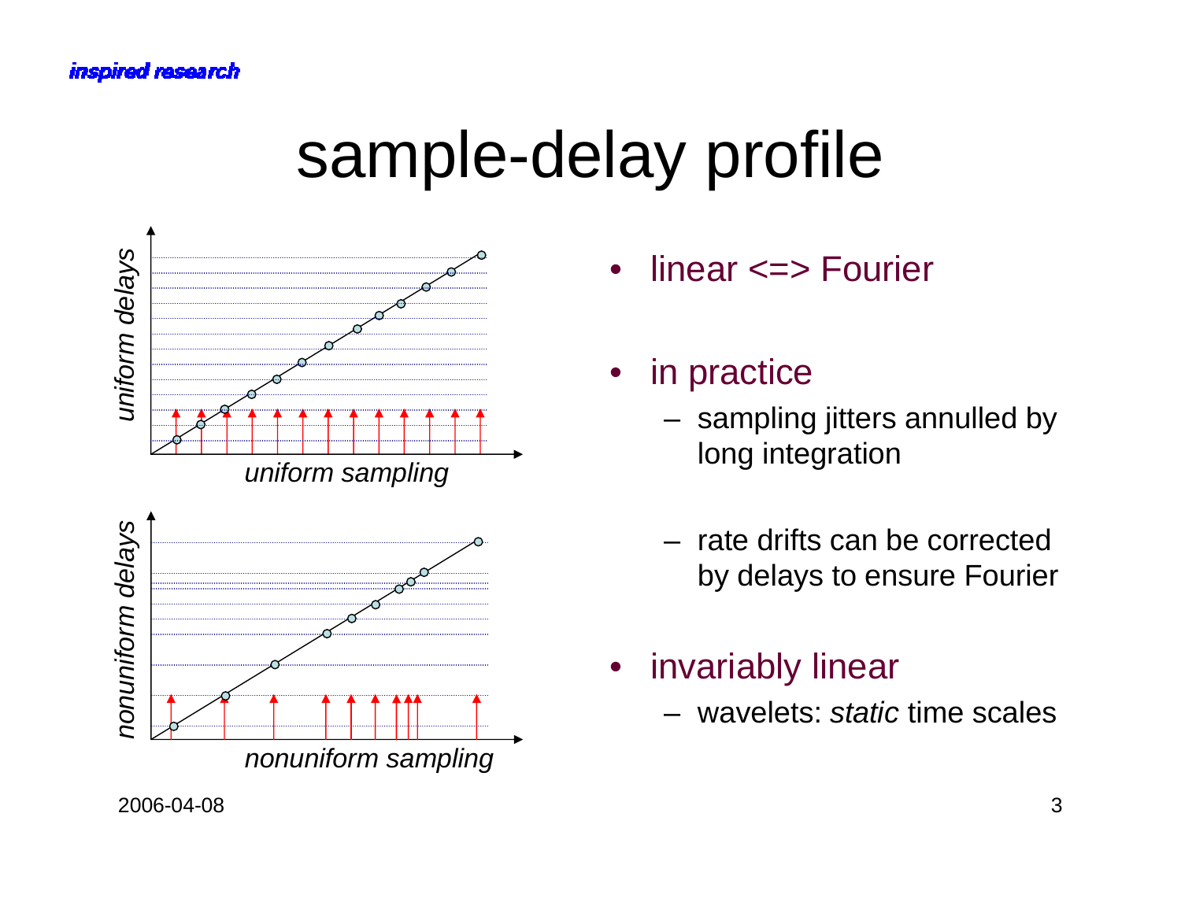# sample-delay profile

uniform delays

uniform sampling

nonuniform delays

nonuniform sampling

- linear <=> Fourier
- in practice
  - sampling jitters annulled by long integration
  - rate drifts can be corrected by delays to ensure Fourier
- invariably linear
  - wavelets: *static* time scales

2006-04-08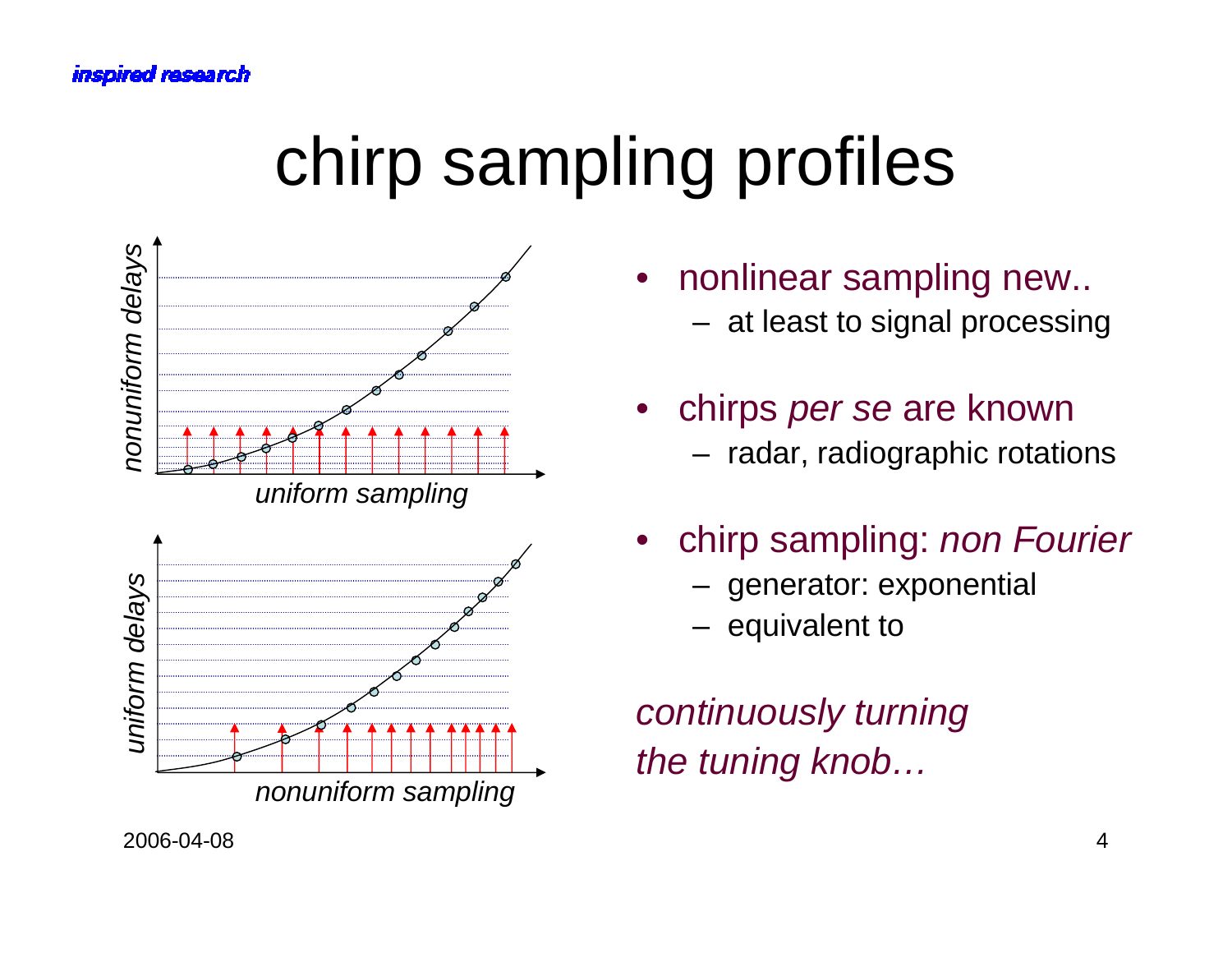# chirp sampling profiles

nonuniform delays

uniform sampling

uniform delays

nonuniform sampling

- nonlinear sampling new..
  - at least to signal processing
- chirps *per se* are known
  - radar, radiographic rotations
- chirp sampling: *non Fourier*
  - generator: exponential
  - equivalent to

*continuously turning the tuning knob…*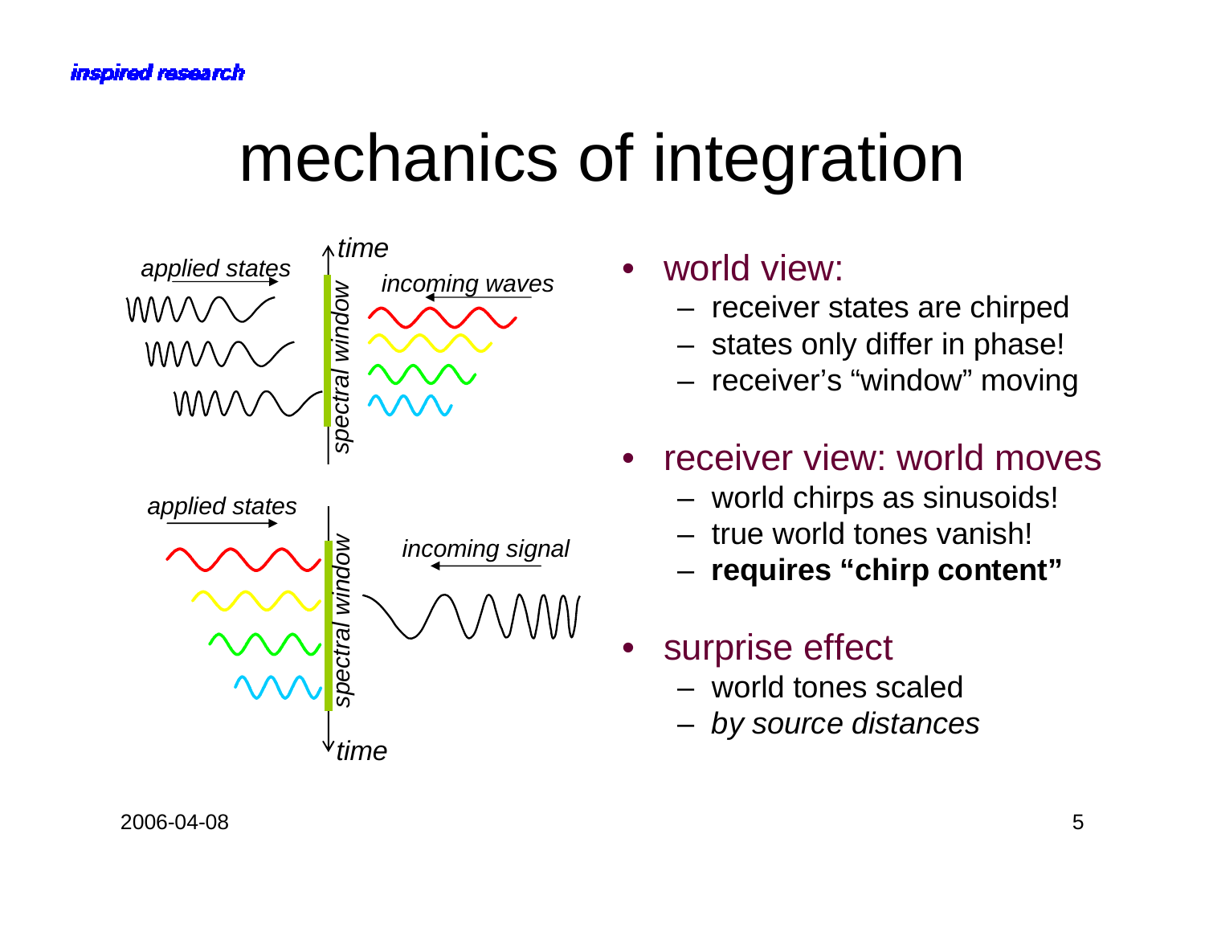# mechanics of integration

applied states

incoming waves

spectral window

time

applied states

incoming signal

spectral window

time

- world view:
  - receiver states are chirped
  - states only differ in phase!
  - receiver's "window" moving
- receiver view: world moves
  - world chirps as sinusoids!
  - true world tones vanish!
  - **requires "chirp content"**
- surprise effect
  - world tones scaled
  - *by source distances*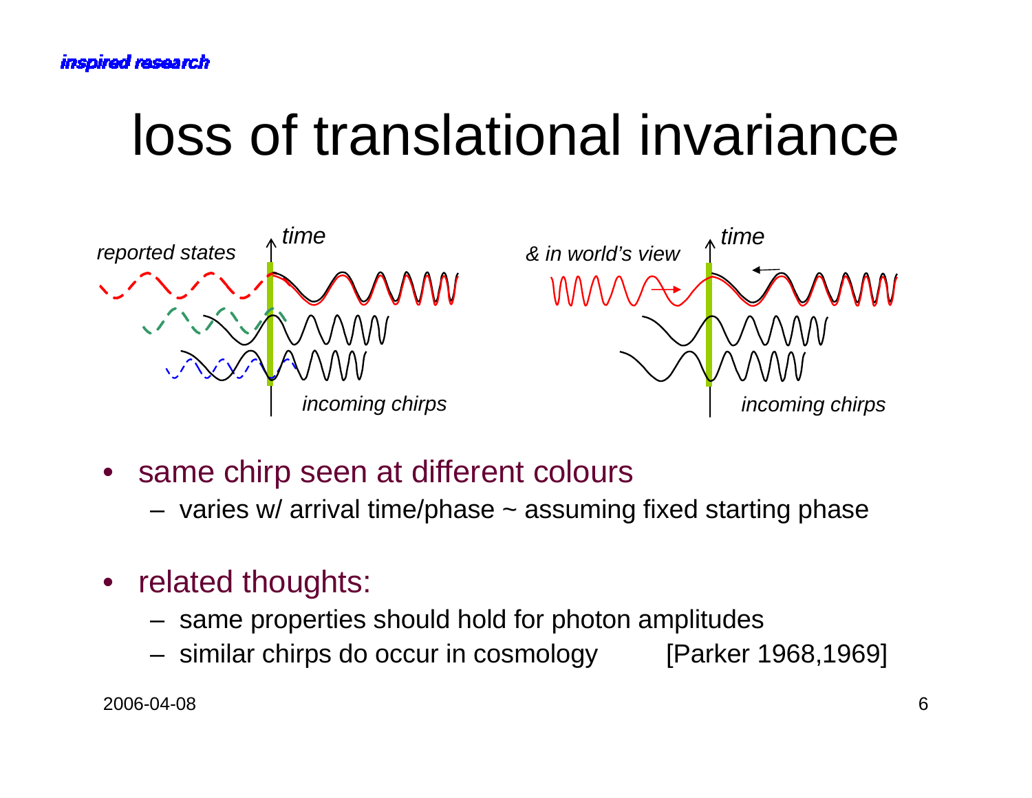# loss of translational invariance

- same chirp seen at different colours
  - varies w/ arrival time/phase ~ assuming fixed starting phase

- related thoughts:
  - same properties should hold for photon amplitudes
  - similar chirps do occur in cosmology [Parker 1968,1969]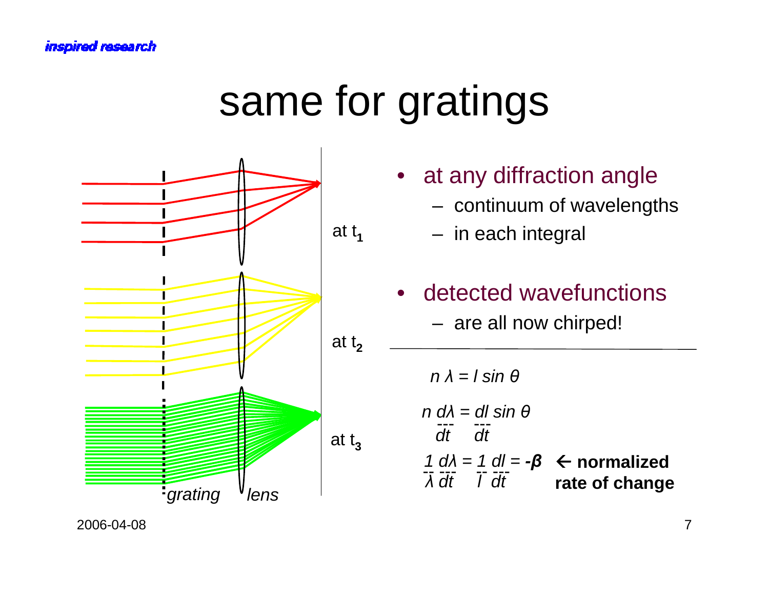# same for gratings

at $t_1$

at $t_2$

at $t_3$

*grating* *lens*

- at any diffraction angle
  - continuum of wavelengths
  - in each integral
- detected wavefunctions
  - are all now chirped!

---

$$n \lambda = l \sin \theta$$

$$n \frac{d\lambda}{dt} = \frac{dl}{dt} \sin \theta$$

$$\frac{1}{\lambda} \frac{d\lambda}{dt} = \frac{1}{l} \frac{dl}{dt} = -\beta$$

← **normalized rate of change**

2006-04-08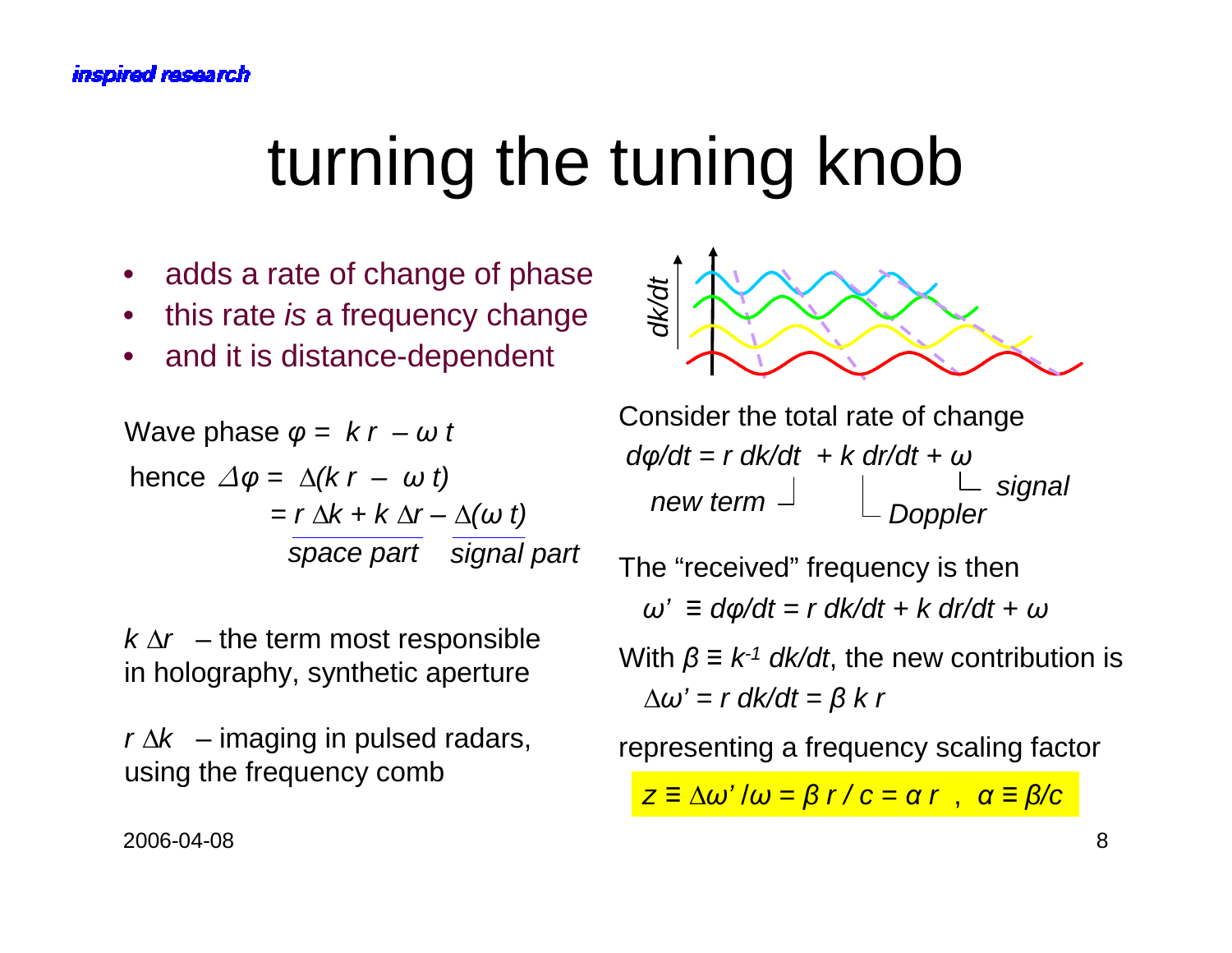# turning the tuning knob

- adds a rate of change of phase
- this rate *is* a frequency change
- and it is distance-dependent

Wave phase $\varphi = k\,r - \omega\,t$

hence $\Delta\varphi = \Delta(k\,r - \omega\,t)$

$= r\,\Delta k + k\,\Delta r - \Delta(\omega\,t)$

*space part* ($r\,\Delta k + k\,\Delta r$) *signal part* ($\Delta(\omega\,t)$)

$k\,\Delta r$ – the term most responsible in holography, synthetic aperture

$r\,\Delta k$ – imaging in pulsed radars, using the frequency comb

Consider the total rate of change

$$d\varphi/dt = r\,dk/dt + k\,dr/dt + \omega$$

*new term* ($r\,dk/dt$), *Doppler* ($k\,dr/dt$), *signal* ($\omega$)

The "received" frequency is then

$$\omega' \equiv d\varphi/dt = r\,dk/dt + k\,dr/dt + \omega$$

With $\beta \equiv k^{-1}\,dk/dt$, the new contribution is

$$\Delta\omega' = r\,dk/dt = \beta\,k\,r$$

representing a frequency scaling factor

$$z \equiv \Delta\omega'/\omega = \beta\,r/c = \alpha\,r\ ,\ \ \alpha \equiv \beta/c$$

2006-04-08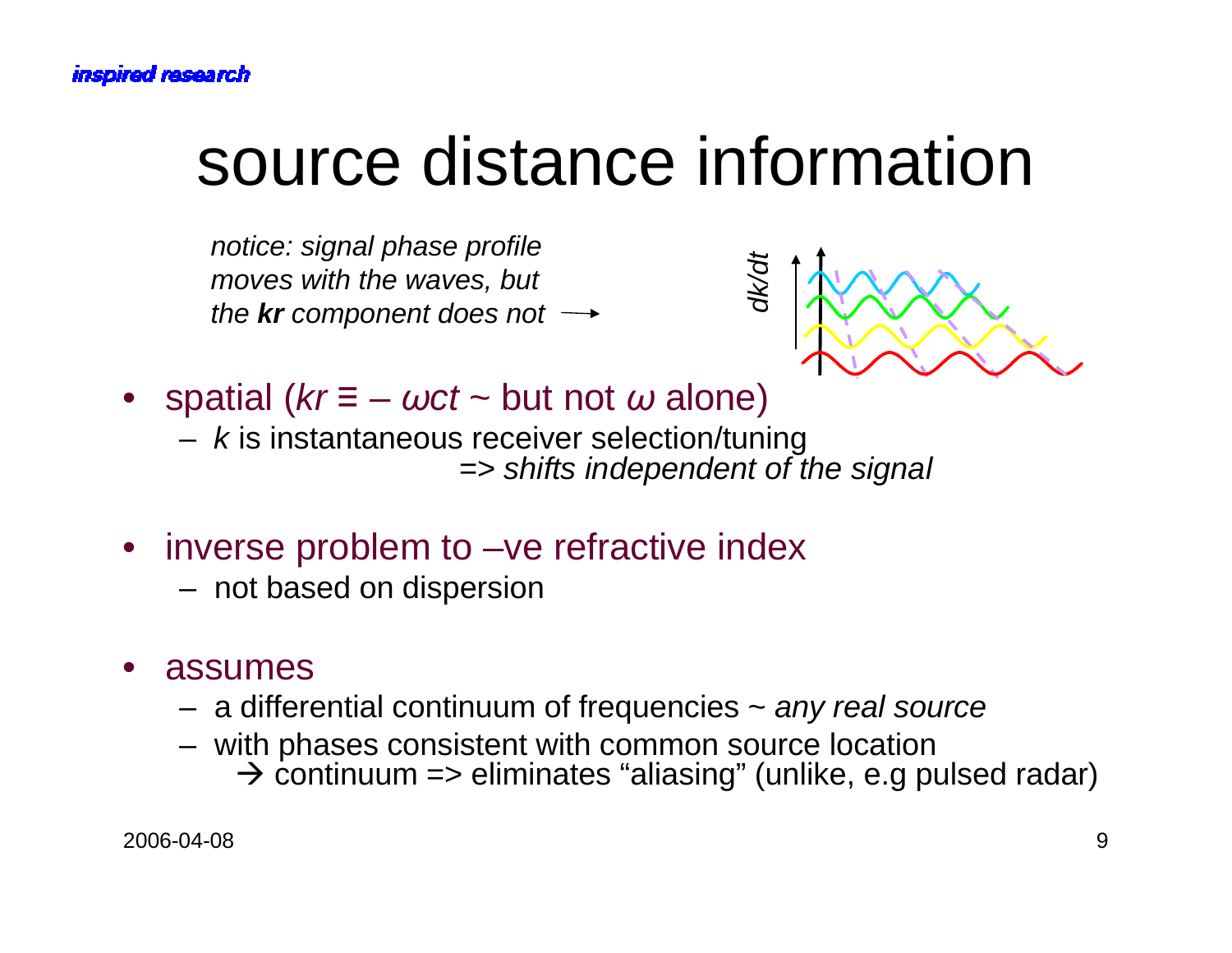# source distance information

*notice: signal phase profile moves with the waves, but the **kr** component does not* →

- spatial ($kr \equiv -\omega ct$ ~ but not $\omega$ alone)
  - $k$ is instantaneous receiver selection/tuning
    => *shifts independent of the signal*

- inverse problem to –ve refractive index
  - not based on dispersion

- assumes
  - a differential continuum of frequencies ~ *any real source*
  - with phases consistent with common source location
    → continuum => eliminates "aliasing" (unlike, e.g pulsed radar)

2006-04-08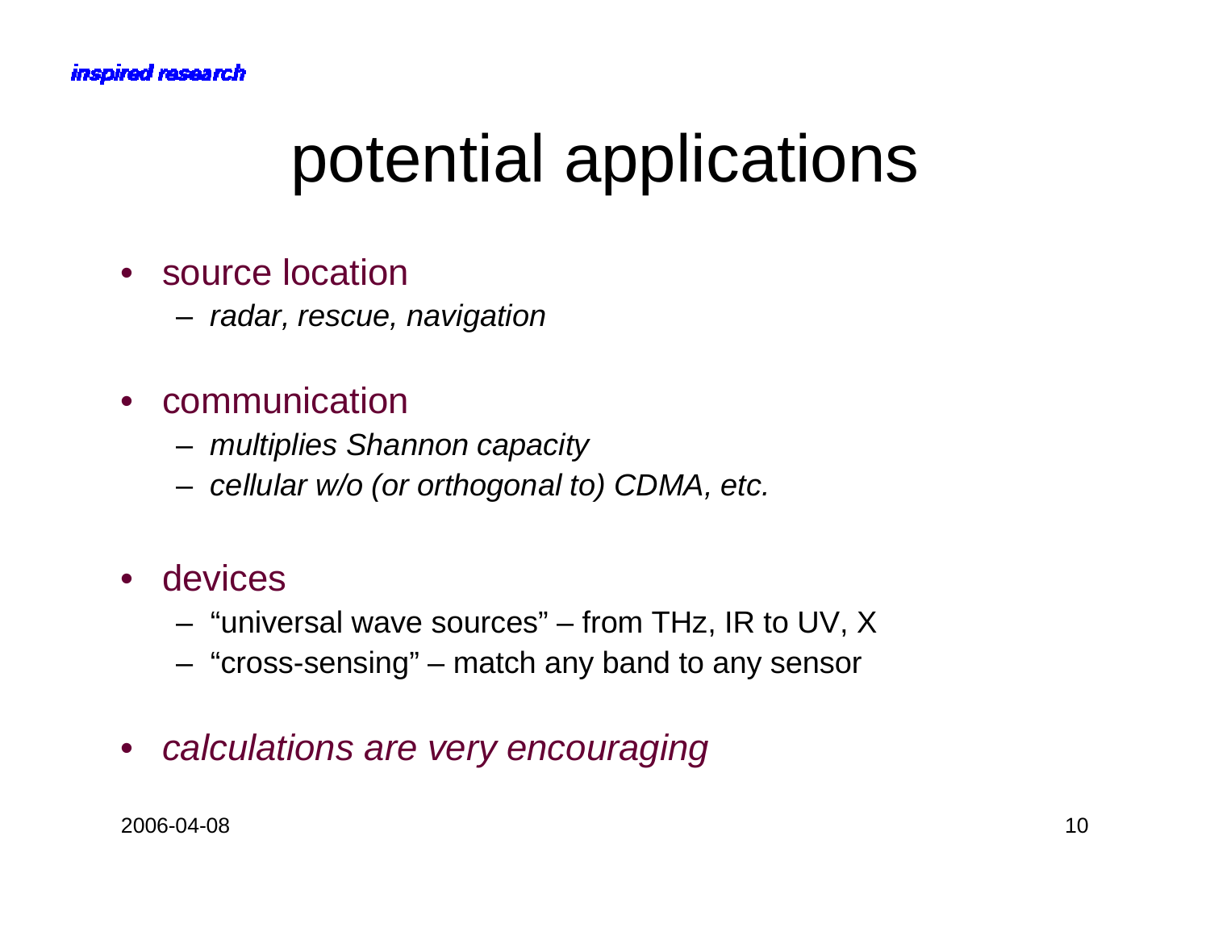# potential applications

- source location
  - *radar, rescue, navigation*
- communication
  - *multiplies Shannon capacity*
  - *cellular w/o (or orthogonal to) CDMA, etc.*
- devices
  - "universal wave sources" – from THz, IR to UV, X
  - "cross-sensing" – match any band to any sensor
- *calculations are very encouraging*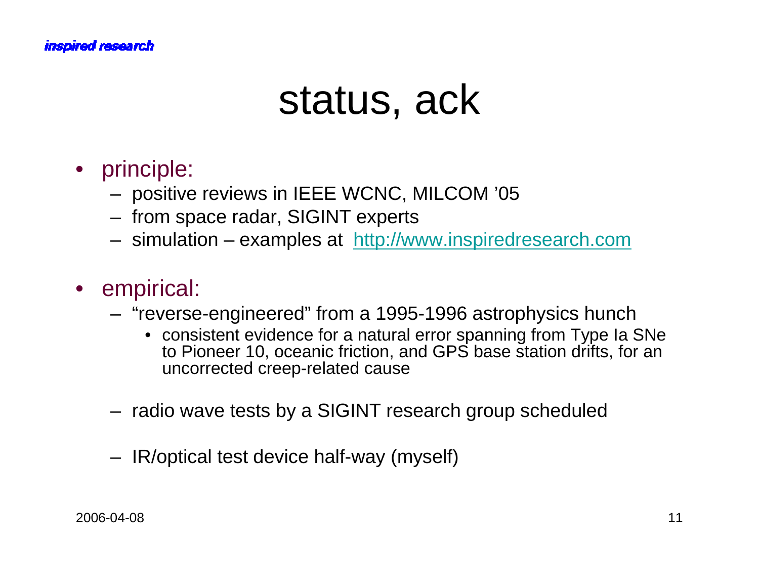# status, ack

- principle:
  - positive reviews in IEEE WCNC, MILCOM '05
  - from space radar, SIGINT experts
  - simulation – examples at http://www.inspiredresearch.com
- empirical:
  - "reverse-engineered" from a 1995-1996 astrophysics hunch
    - consistent evidence for a natural error spanning from Type Ia SNe to Pioneer 10, oceanic friction, and GPS base station drifts, for an uncorrected creep-related cause
  - radio wave tests by a SIGINT research group scheduled
  - IR/optical test device half-way (myself)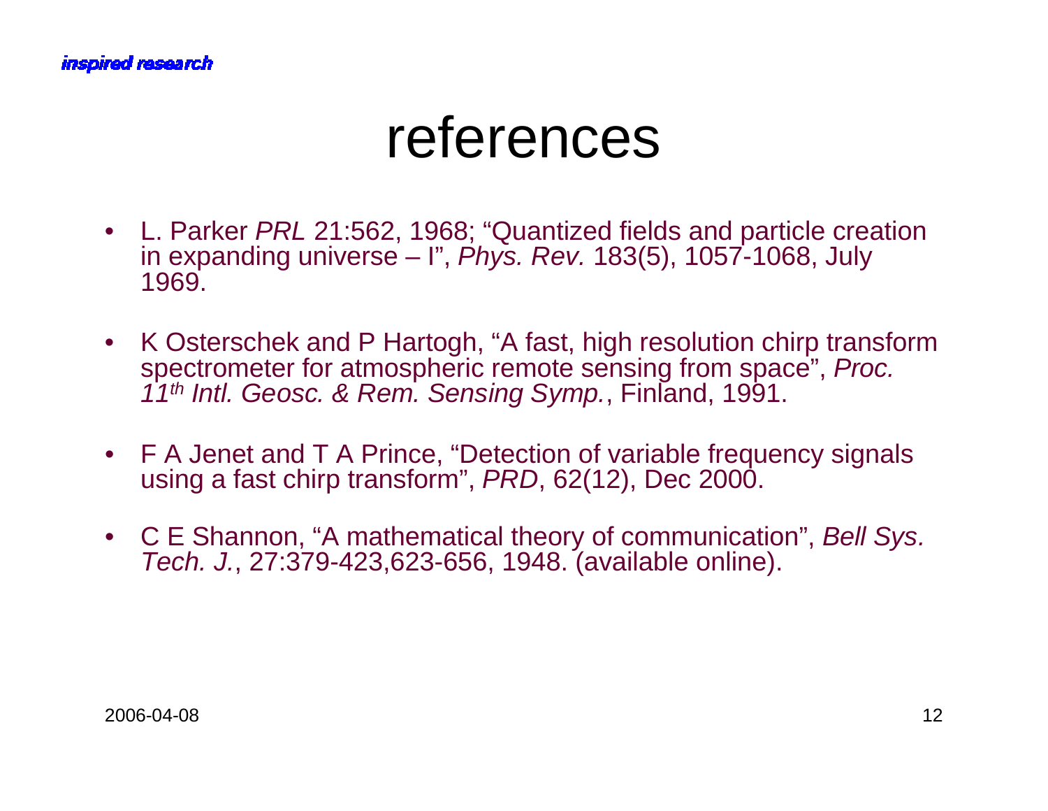# references

- L. Parker *PRL* 21:562, 1968; "Quantized fields and particle creation in expanding universe – I", *Phys. Rev.* 183(5), 1057-1068, July 1969.
- K Osterschek and P Hartogh, "A fast, high resolution chirp transform spectrometer for atmospheric remote sensing from space", *Proc. 11th Intl. Geosc. & Rem. Sensing Symp.*, Finland, 1991.
- F A Jenet and T A Prince, "Detection of variable frequency signals using a fast chirp transform", *PRD*, 62(12), Dec 2000.
- C E Shannon, "A mathematical theory of communication", *Bell Sys. Tech. J.*, 27:379-423,623-656, 1948. (available online).